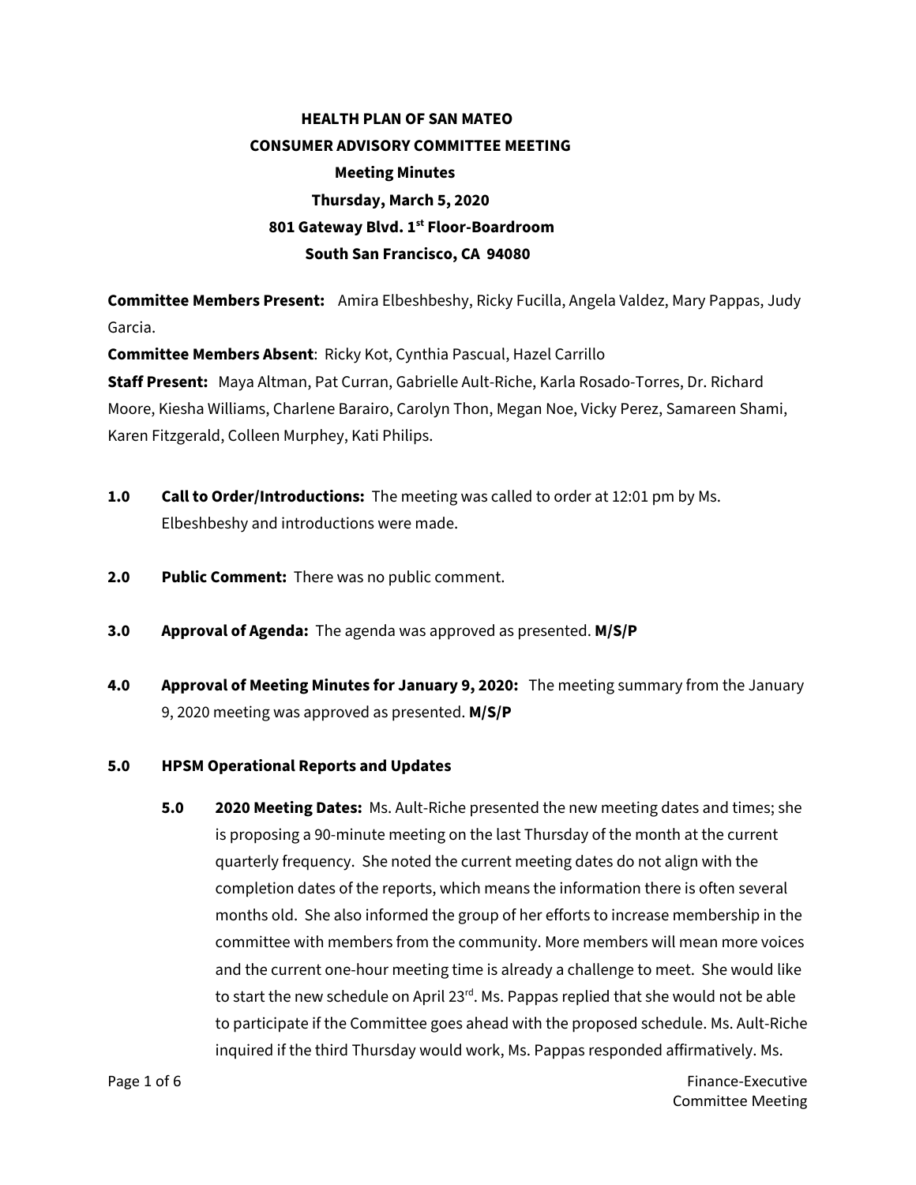# HEALTH PLAN OF SAN MATEO
## CONSUMER ADVISORY COMMITTEE MEETING
### Meeting Minutes
### Thursday, March 5, 2020
### 801 Gateway Blvd. 1st Floor-Boardroom
### South San Francisco, CA 94080

**Committee Members Present:** Amira Elbeshbeshy, Ricky Fucilla, Angela Valdez, Mary Pappas, Judy Garcia.

**Committee Members Absent**: Ricky Kot, Cynthia Pascual, Hazel Carrillo

**Staff Present:** Maya Altman, Pat Curran, Gabrielle Ault-Riche, Karla Rosado-Torres, Dr. Richard Moore, Kiesha Williams, Charlene Barairo, Carolyn Thon, Megan Noe, Vicky Perez, Samareen Shami, Karen Fitzgerald, Colleen Murphey, Kati Philips.

**1.0 Call to Order/Introductions:** The meeting was called to order at 12:01 pm by Ms. Elbeshbeshy and introductions were made.

**2.0 Public Comment:** There was no public comment.

**3.0 Approval of Agenda:** The agenda was approved as presented. **M/S/P**

**4.0 Approval of Meeting Minutes for January 9, 2020:** The meeting summary from the January 9, 2020 meeting was approved as presented. **M/S/P**

**5.0 HPSM Operational Reports and Updates**

**5.0 2020 Meeting Dates:** Ms. Ault-Riche presented the new meeting dates and times; she is proposing a 90-minute meeting on the last Thursday of the month at the current quarterly frequency. She noted the current meeting dates do not align with the completion dates of the reports, which means the information there is often several months old. She also informed the group of her efforts to increase membership in the committee with members from the community. More members will mean more voices and the current one-hour meeting time is already a challenge to meet. She would like to start the new schedule on April 23rd. Ms. Pappas replied that she would not be able to participate if the Committee goes ahead with the proposed schedule. Ms. Ault-Riche inquired if the third Thursday would work, Ms. Pappas responded affirmatively. Ms.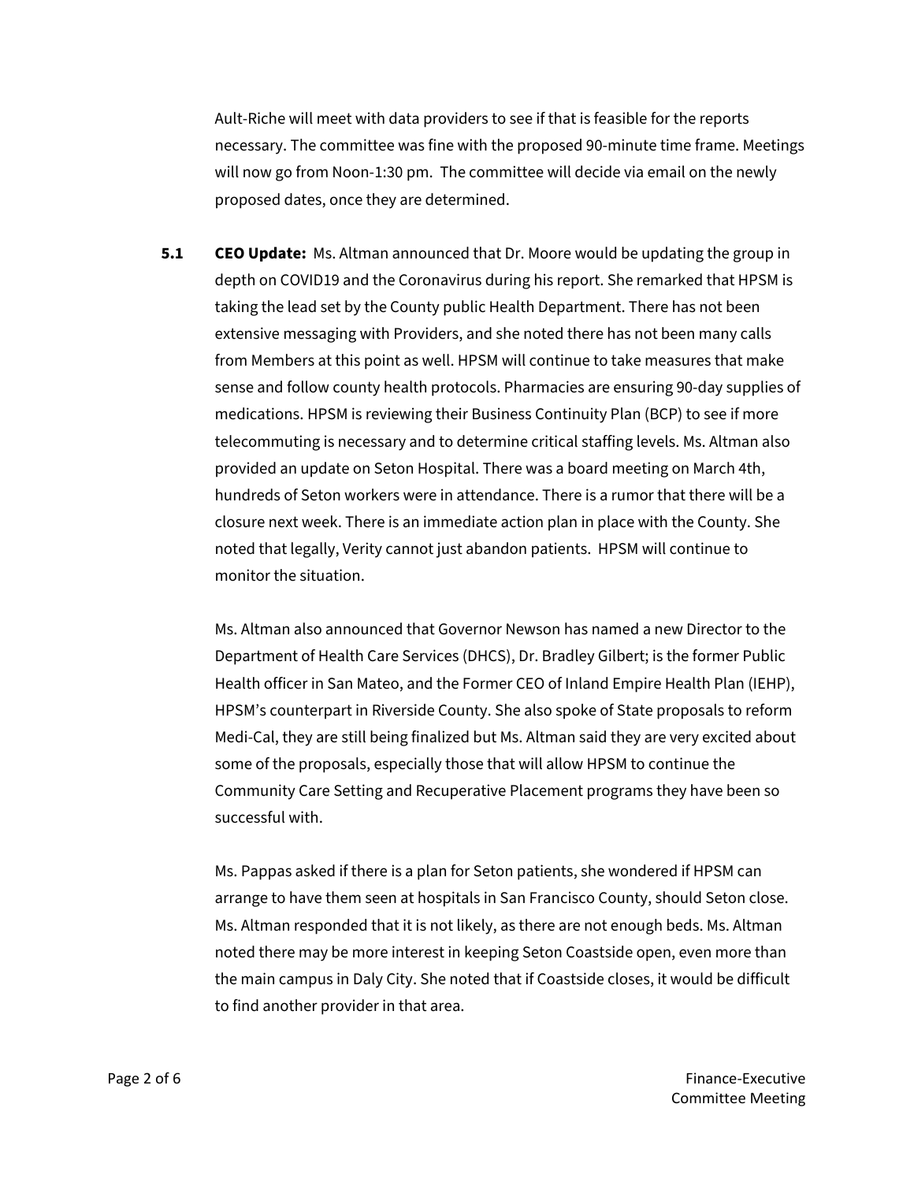Ault-Riche will meet with data providers to see if that is feasible for the reports necessary. The committee was fine with the proposed 90-minute time frame. Meetings will now go from Noon-1:30 pm. The committee will decide via email on the newly proposed dates, once they are determined.

**5.1 CEO Update:** Ms. Altman announced that Dr. Moore would be updating the group in depth on COVID19 and the Coronavirus during his report. She remarked that HPSM is taking the lead set by the County public Health Department. There has not been extensive messaging with Providers, and she noted there has not been many calls from Members at this point as well. HPSM will continue to take measures that make sense and follow county health protocols. Pharmacies are ensuring 90-day supplies of medications. HPSM is reviewing their Business Continuity Plan (BCP) to see if more telecommuting is necessary and to determine critical staffing levels. Ms. Altman also provided an update on Seton Hospital. There was a board meeting on March 4th, hundreds of Seton workers were in attendance. There is a rumor that there will be a closure next week. There is an immediate action plan in place with the County. She noted that legally, Verity cannot just abandon patients. HPSM will continue to monitor the situation.

Ms. Altman also announced that Governor Newson has named a new Director to the Department of Health Care Services (DHCS), Dr. Bradley Gilbert; is the former Public Health officer in San Mateo, and the Former CEO of Inland Empire Health Plan (IEHP), HPSM's counterpart in Riverside County. She also spoke of State proposals to reform Medi-Cal, they are still being finalized but Ms. Altman said they are very excited about some of the proposals, especially those that will allow HPSM to continue the Community Care Setting and Recuperative Placement programs they have been so successful with.

Ms. Pappas asked if there is a plan for Seton patients, she wondered if HPSM can arrange to have them seen at hospitals in San Francisco County, should Seton close. Ms. Altman responded that it is not likely, as there are not enough beds. Ms. Altman noted there may be more interest in keeping Seton Coastside open, even more than the main campus in Daly City. She noted that if Coastside closes, it would be difficult to find another provider in that area.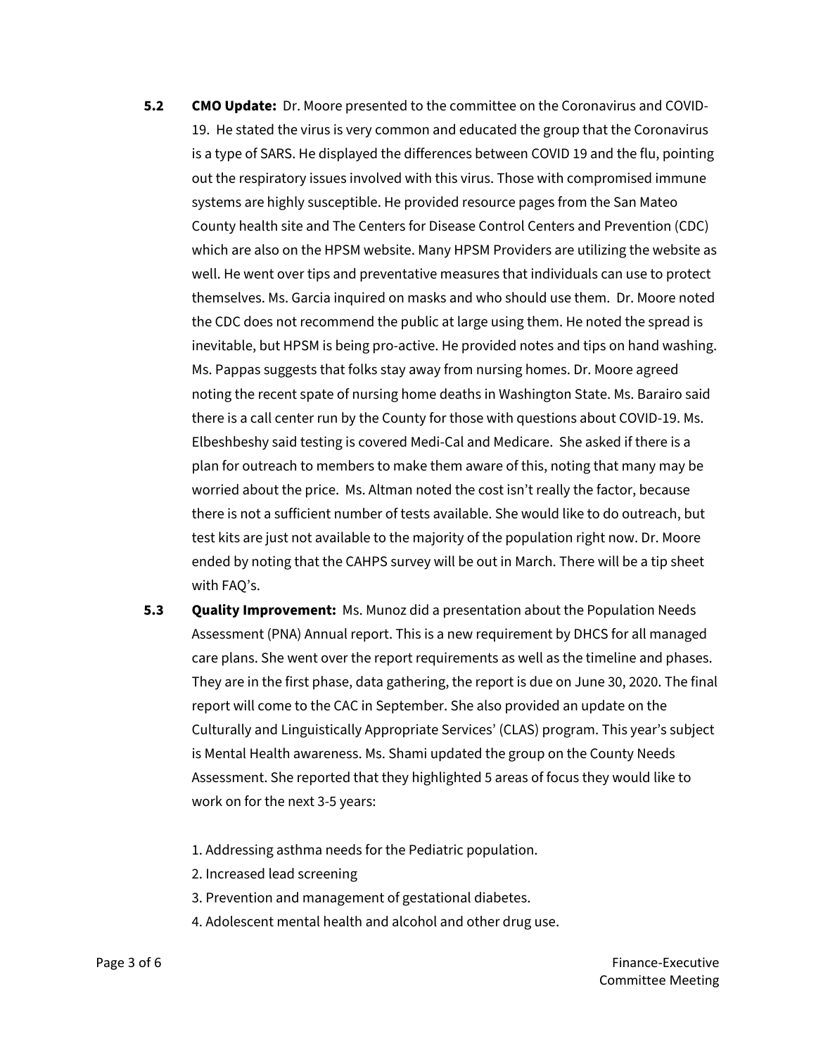**5.2 CMO Update:** Dr. Moore presented to the committee on the Coronavirus and COVID-19. He stated the virus is very common and educated the group that the Coronavirus is a type of SARS. He displayed the differences between COVID 19 and the flu, pointing out the respiratory issues involved with this virus. Those with compromised immune systems are highly susceptible. He provided resource pages from the San Mateo County health site and The Centers for Disease Control Centers and Prevention (CDC) which are also on the HPSM website. Many HPSM Providers are utilizing the website as well. He went over tips and preventative measures that individuals can use to protect themselves. Ms. Garcia inquired on masks and who should use them. Dr. Moore noted the CDC does not recommend the public at large using them. He noted the spread is inevitable, but HPSM is being pro-active. He provided notes and tips on hand washing. Ms. Pappas suggests that folks stay away from nursing homes. Dr. Moore agreed noting the recent spate of nursing home deaths in Washington State. Ms. Barairo said there is a call center run by the County for those with questions about COVID-19. Ms. Elbeshbeshy said testing is covered Medi-Cal and Medicare. She asked if there is a plan for outreach to members to make them aware of this, noting that many may be worried about the price. Ms. Altman noted the cost isn't really the factor, because there is not a sufficient number of tests available. She would like to do outreach, but test kits are just not available to the majority of the population right now. Dr. Moore ended by noting that the CAHPS survey will be out in March. There will be a tip sheet with FAQ's.

**5.3 Quality Improvement:** Ms. Munoz did a presentation about the Population Needs Assessment (PNA) Annual report. This is a new requirement by DHCS for all managed care plans. She went over the report requirements as well as the timeline and phases. They are in the first phase, data gathering, the report is due on June 30, 2020. The final report will come to the CAC in September. She also provided an update on the Culturally and Linguistically Appropriate Services' (CLAS) program. This year's subject is Mental Health awareness. Ms. Shami updated the group on the County Needs Assessment. She reported that they highlighted 5 areas of focus they would like to work on for the next 3-5 years:

1. Addressing asthma needs for the Pediatric population.
2. Increased lead screening
3. Prevention and management of gestational diabetes.
4. Adolescent mental health and alcohol and other drug use.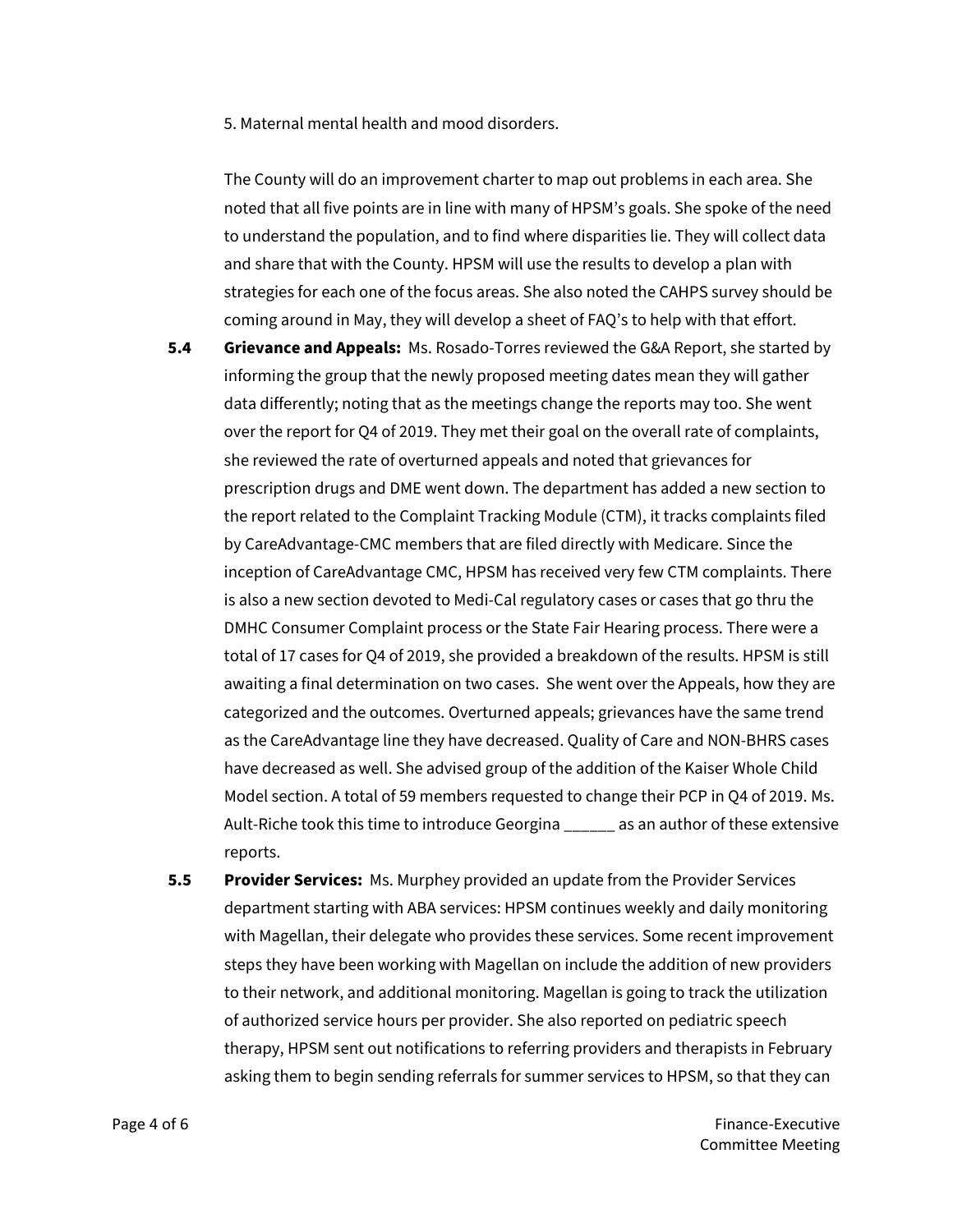5. Maternal mental health and mood disorders.

The County will do an improvement charter to map out problems in each area. She noted that all five points are in line with many of HPSM's goals. She spoke of the need to understand the population, and to find where disparities lie. They will collect data and share that with the County. HPSM will use the results to develop a plan with strategies for each one of the focus areas. She also noted the CAHPS survey should be coming around in May, they will develop a sheet of FAQ's to help with that effort.

**5.4 Grievance and Appeals:** Ms. Rosado-Torres reviewed the G&A Report, she started by informing the group that the newly proposed meeting dates mean they will gather data differently; noting that as the meetings change the reports may too. She went over the report for Q4 of 2019. They met their goal on the overall rate of complaints, she reviewed the rate of overturned appeals and noted that grievances for prescription drugs and DME went down. The department has added a new section to the report related to the Complaint Tracking Module (CTM), it tracks complaints filed by CareAdvantage-CMC members that are filed directly with Medicare. Since the inception of CareAdvantage CMC, HPSM has received very few CTM complaints. There is also a new section devoted to Medi-Cal regulatory cases or cases that go thru the DMHC Consumer Complaint process or the State Fair Hearing process. There were a total of 17 cases for Q4 of 2019, she provided a breakdown of the results. HPSM is still awaiting a final determination on two cases. She went over the Appeals, how they are categorized and the outcomes. Overturned appeals; grievances have the same trend as the CareAdvantage line they have decreased. Quality of Care and NON-BHRS cases have decreased as well. She advised group of the addition of the Kaiser Whole Child Model section. A total of 59 members requested to change their PCP in Q4 of 2019. Ms. Ault-Riche took this time to introduce Georgina ______ as an author of these extensive reports.

**5.5 Provider Services:** Ms. Murphey provided an update from the Provider Services department starting with ABA services: HPSM continues weekly and daily monitoring with Magellan, their delegate who provides these services. Some recent improvement steps they have been working with Magellan on include the addition of new providers to their network, and additional monitoring. Magellan is going to track the utilization of authorized service hours per provider. She also reported on pediatric speech therapy, HPSM sent out notifications to referring providers and therapists in February asking them to begin sending referrals for summer services to HPSM, so that they can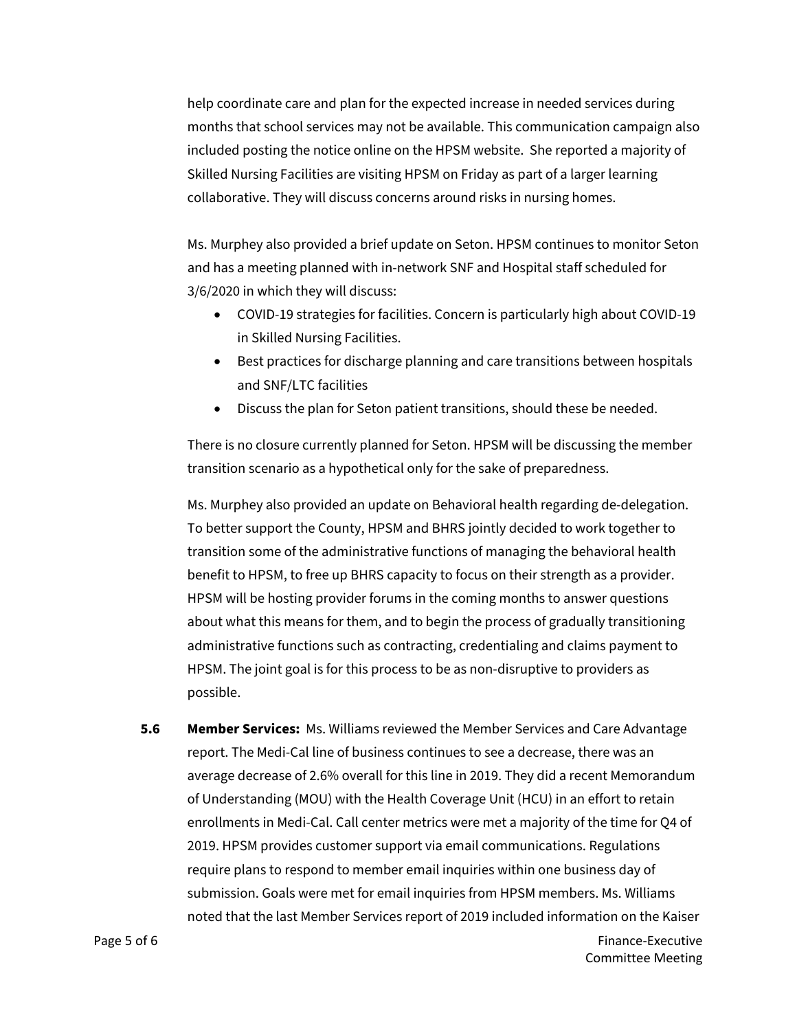help coordinate care and plan for the expected increase in needed services during months that school services may not be available. This communication campaign also included posting the notice online on the HPSM website. She reported a majority of Skilled Nursing Facilities are visiting HPSM on Friday as part of a larger learning collaborative. They will discuss concerns around risks in nursing homes.

Ms. Murphey also provided a brief update on Seton. HPSM continues to monitor Seton and has a meeting planned with in-network SNF and Hospital staff scheduled for 3/6/2020 in which they will discuss:

- COVID-19 strategies for facilities. Concern is particularly high about COVID-19 in Skilled Nursing Facilities.
- Best practices for discharge planning and care transitions between hospitals and SNF/LTC facilities
- Discuss the plan for Seton patient transitions, should these be needed.

There is no closure currently planned for Seton. HPSM will be discussing the member transition scenario as a hypothetical only for the sake of preparedness.

Ms. Murphey also provided an update on Behavioral health regarding de-delegation. To better support the County, HPSM and BHRS jointly decided to work together to transition some of the administrative functions of managing the behavioral health benefit to HPSM, to free up BHRS capacity to focus on their strength as a provider. HPSM will be hosting provider forums in the coming months to answer questions about what this means for them, and to begin the process of gradually transitioning administrative functions such as contracting, credentialing and claims payment to HPSM. The joint goal is for this process to be as non-disruptive to providers as possible.

**5.6** **Member Services:** Ms. Williams reviewed the Member Services and Care Advantage report. The Medi-Cal line of business continues to see a decrease, there was an average decrease of 2.6% overall for this line in 2019. They did a recent Memorandum of Understanding (MOU) with the Health Coverage Unit (HCU) in an effort to retain enrollments in Medi-Cal. Call center metrics were met a majority of the time for Q4 of 2019. HPSM provides customer support via email communications. Regulations require plans to respond to member email inquiries within one business day of submission. Goals were met for email inquiries from HPSM members. Ms. Williams noted that the last Member Services report of 2019 included information on the Kaiser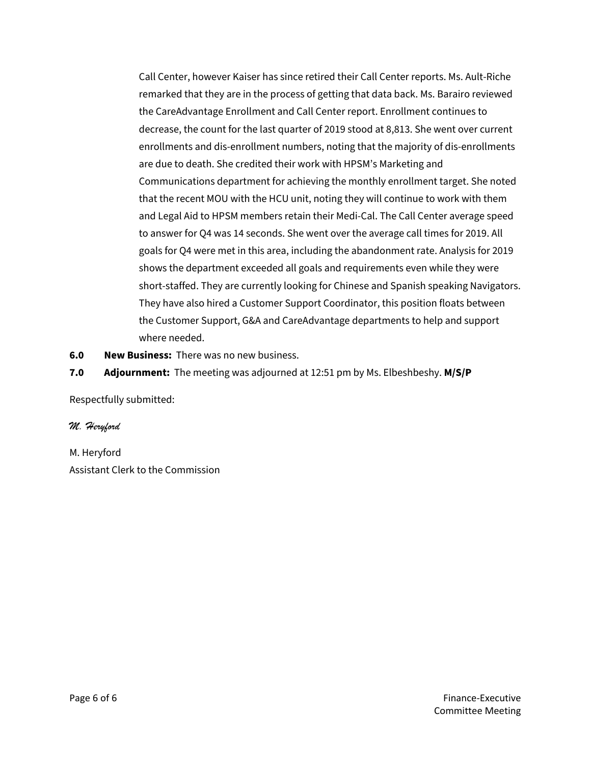Call Center, however Kaiser has since retired their Call Center reports. Ms. Ault-Riche remarked that they are in the process of getting that data back. Ms. Barairo reviewed the CareAdvantage Enrollment and Call Center report. Enrollment continues to decrease, the count for the last quarter of 2019 stood at 8,813. She went over current enrollments and dis-enrollment numbers, noting that the majority of dis-enrollments are due to death. She credited their work with HPSM's Marketing and Communications department for achieving the monthly enrollment target. She noted that the recent MOU with the HCU unit, noting they will continue to work with them and Legal Aid to HPSM members retain their Medi-Cal. The Call Center average speed to answer for Q4 was 14 seconds. She went over the average call times for 2019. All goals for Q4 were met in this area, including the abandonment rate. Analysis for 2019 shows the department exceeded all goals and requirements even while they were short-staffed. They are currently looking for Chinese and Spanish speaking Navigators. They have also hired a Customer Support Coordinator, this position floats between the Customer Support, G&A and CareAdvantage departments to help and support where needed.

**6.0 New Business:** There was no new business.

**7.0 Adjournment:** The meeting was adjourned at 12:51 pm by Ms. Elbeshbeshy. **M/S/P**

Respectfully submitted:

*M. Heryford*

M. Heryford
Assistant Clerk to the Commission